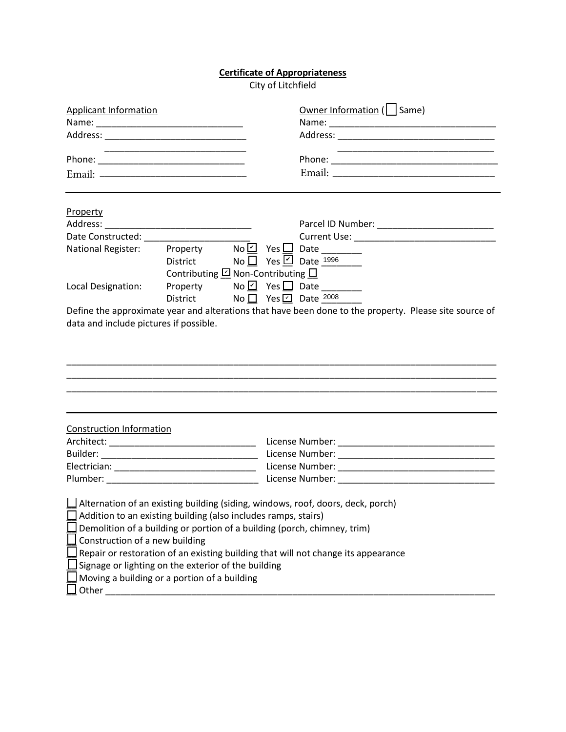**Certificate of Appropriateness**

City of Litchfield

| Applicant Information | Owner Information (☐ Same) |
|---|---|
| Name: ____________________________ | Name: ________________________________ |
| Address: ___________________________ | Address: ______________________________ |
| ___________________________ | ______________________________ |
| Phone: ____________________________ | Phone: ________________________________ |
| Email: ____________________________ | Email: ________________________________ |

---

Property

Address: _____________________________ Parcel ID Number: ______________________

Date Constructed: _____________________ Current Use: ___________________________

| | | | | |
|---|---|---|---|---|
| National Register: | Property | No ☑ | Yes ☐ | Date ________ |
| | District | No ☐ | Yes ☑ | Date 1996 |
| | Contributing ☑ Non-Contributing ☐ | | | |
| Local Designation: | Property | No ☑ | Yes ☐ | Date ________ |
| | District | No ☐ | Yes ☑ | Date 2008 |

Define the approximate year and alterations that have been done to the property. Please site source of data and include pictures if possible.

_______________________________________________________________________________

_______________________________________________________________________________

_______________________________________________________________________________

---

Construction Information

| | |
|---|---|
| Architect: ____________________________ | License Number: ______________________________ |
| Builder: ______________________________ | License Number: ______________________________ |
| Electrician: ___________________________ | License Number: ______________________________ |
| Plumber: ______________________________ | License Number: ______________________________ |

- ☐ Alternation of an existing building (siding, windows, roof, doors, deck, porch)
- ☐ Addition to an existing building (also includes ramps, stairs)
- ☐ Demolition of a building or portion of a building (porch, chimney, trim)
- ☐ Construction of a new building
- ☐ Repair or restoration of an existing building that will not change its appearance
- ☐ Signage or lighting on the exterior of the building
- ☐ Moving a building or a portion of a building
- ☐ Other _______________________________________________________________________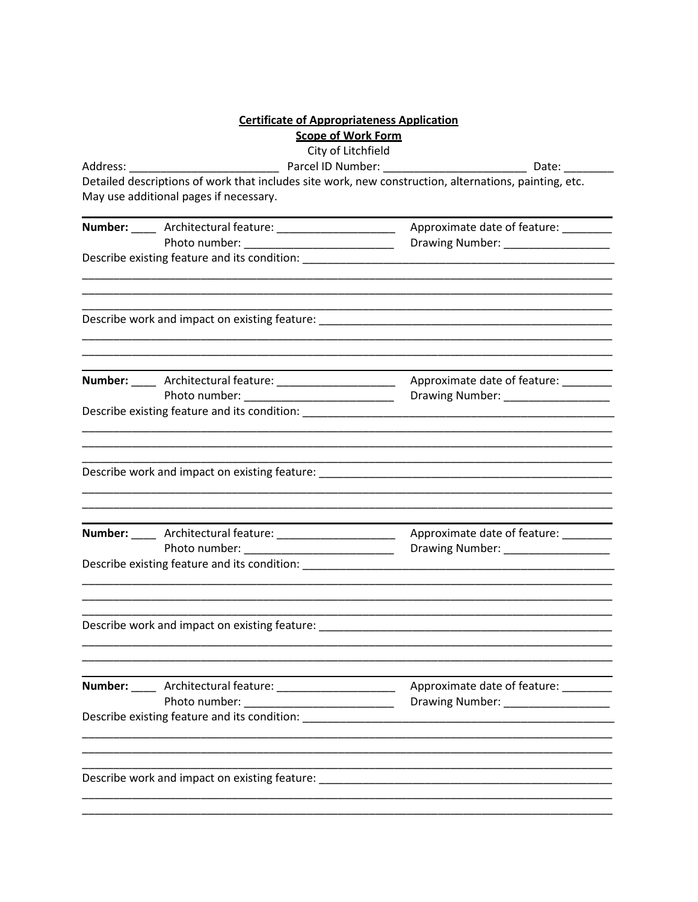**Certificate of Appropriateness Application**

**Scope of Work Form**

City of Litchfield

Address: ________________________ Parcel ID Number: ______________________ Date: ________

Detailed descriptions of work that includes site work, new construction, alternations, painting, etc. May use additional pages if necessary.

---

**Number:** ____ Architectural feature: ___________________ Approximate date of feature: ________

Photo number: ________________________ Drawing Number: _________________

Describe existing feature and its condition: _____________________________________________________

_____________________________________________________________________________________

_____________________________________________________________________________________

_____________________________________________________________________________________

Describe work and impact on existing feature: ___________________________________________________

_____________________________________________________________________________________

_____________________________________________________________________________________

---

**Number:** ____ Architectural feature: ___________________ Approximate date of feature: ________

Photo number: ________________________ Drawing Number: _________________

Describe existing feature and its condition: _____________________________________________________

_____________________________________________________________________________________

_____________________________________________________________________________________

_____________________________________________________________________________________

Describe work and impact on existing feature: ___________________________________________________

_____________________________________________________________________________________

_____________________________________________________________________________________

---

**Number:** ____ Architectural feature: ___________________ Approximate date of feature: ________

Photo number: ________________________ Drawing Number: _________________

Describe existing feature and its condition: _____________________________________________________

_____________________________________________________________________________________

_____________________________________________________________________________________

_____________________________________________________________________________________

Describe work and impact on existing feature: ___________________________________________________

_____________________________________________________________________________________

_____________________________________________________________________________________

---

**Number:** ____ Architectural feature: ___________________ Approximate date of feature: ________

Photo number: ________________________ Drawing Number: _________________

Describe existing feature and its condition: _____________________________________________________

_____________________________________________________________________________________

_____________________________________________________________________________________

_____________________________________________________________________________________

Describe work and impact on existing feature: ___________________________________________________

_____________________________________________________________________________________

_____________________________________________________________________________________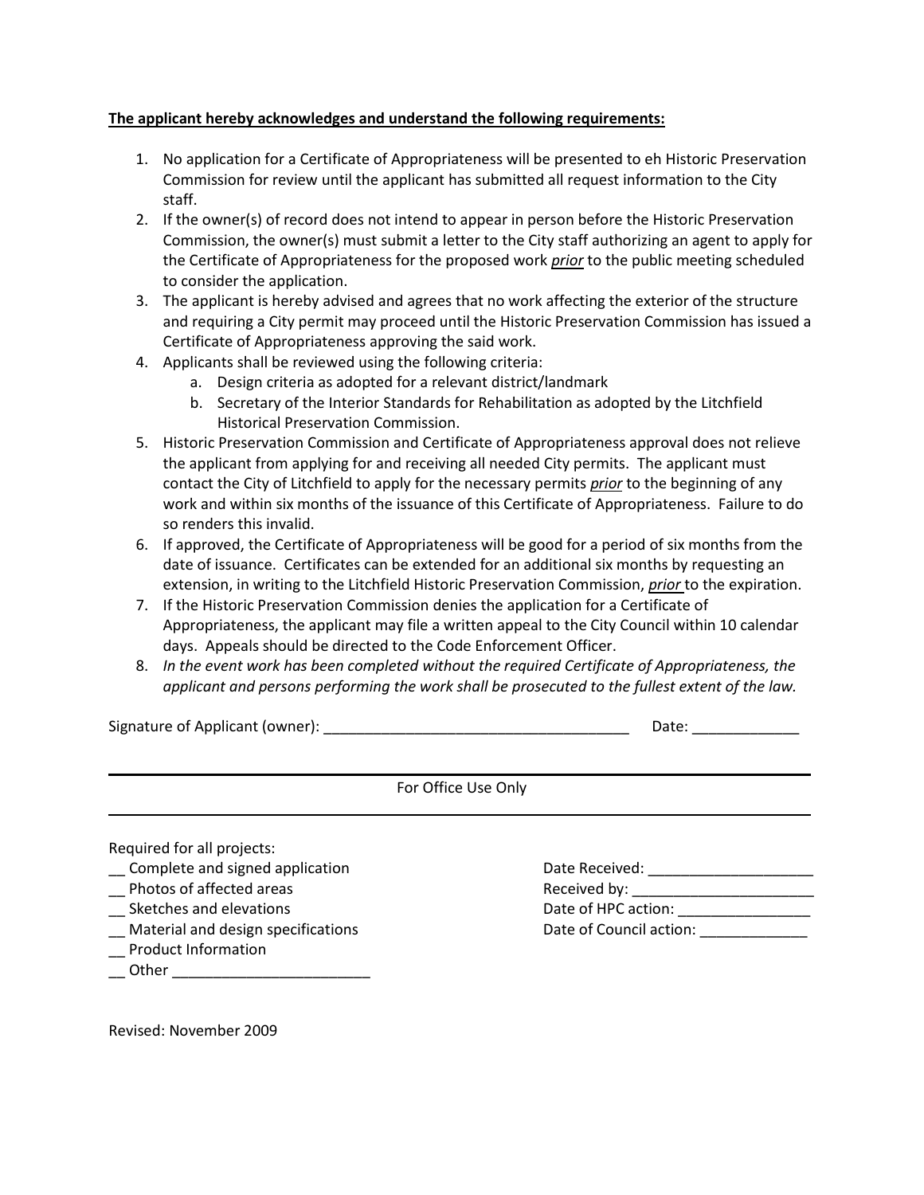**The applicant hereby acknowledges and understand the following requirements:**

1. No application for a Certificate of Appropriateness will be presented to eh Historic Preservation Commission for review until the applicant has submitted all request information to the City staff.
2. If the owner(s) of record does not intend to appear in person before the Historic Preservation Commission, the owner(s) must submit a letter to the City staff authorizing an agent to apply for the Certificate of Appropriateness for the proposed work ***prior*** to the public meeting scheduled to consider the application.
3. The applicant is hereby advised and agrees that no work affecting the exterior of the structure and requiring a City permit may proceed until the Historic Preservation Commission has issued a Certificate of Appropriateness approving the said work.
4. Applicants shall be reviewed using the following criteria:
   a. Design criteria as adopted for a relevant district/landmark
   b. Secretary of the Interior Standards for Rehabilitation as adopted by the Litchfield Historical Preservation Commission.
5. Historic Preservation Commission and Certificate of Appropriateness approval does not relieve the applicant from applying for and receiving all needed City permits. The applicant must contact the City of Litchfield to apply for the necessary permits *prior* to the beginning of any work and within six months of the issuance of this Certificate of Appropriateness. Failure to do so renders this invalid.
6. If approved, the Certificate of Appropriateness will be good for a period of six months from the date of issuance. Certificates can be extended for an additional six months by requesting an extension, in writing to the Litchfield Historic Preservation Commission, *prior* to the expiration.
7. If the Historic Preservation Commission denies the application for a Certificate of Appropriateness, the applicant may file a written appeal to the City Council within 10 calendar days. Appeals should be directed to the Code Enforcement Officer.
8. *In the event work has been completed without the required Certificate of Appropriateness, the applicant and persons performing the work shall be prosecuted to the fullest extent of the law.*

Signature of Applicant (owner): _____________________________________ Date: _____________

---

For Office Use Only

---

Required for all projects:

__ Complete and signed application
__ Photos of affected areas
__ Sketches and elevations
__ Material and design specifications
__ Product Information
__ Other ________________________

Date Received: ____________________
Received by: ______________________
Date of HPC action: ________________
Date of Council action: _____________

Revised: November 2009